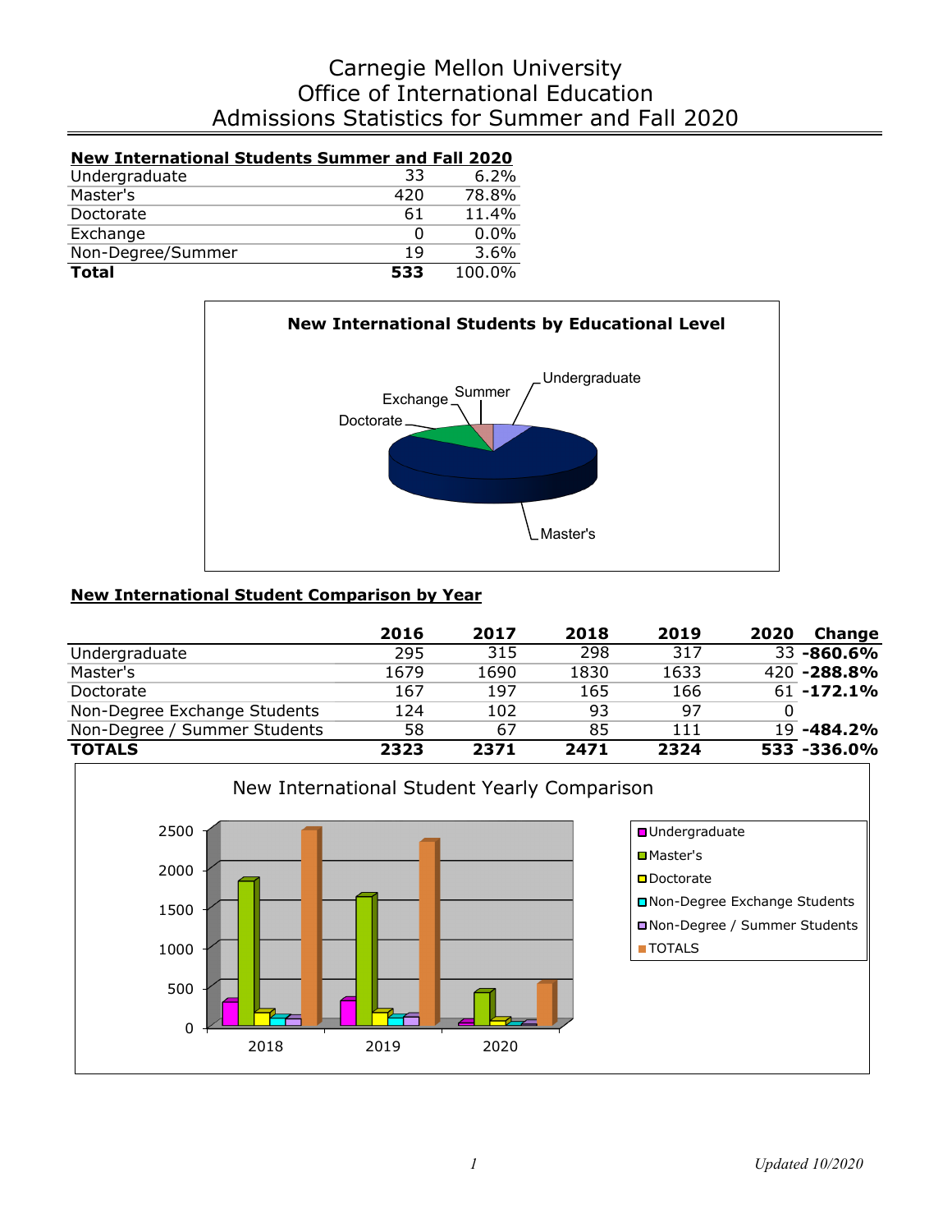# Carnegie Mellon University
# Office of International Education
# Admissions Statistics for Summer and Fall 2020

**New International Students Summer and Fall 2020**

| | | |
|---|---|---|
| Undergraduate | 33 | 6.2% |
| Master's | 420 | 78.8% |
| Doctorate | 61 | 11.4% |
| Exchange | 0 | 0.0% |
| Non-Degree/Summer | 19 | 3.6% |
| **Total** | **533** | 100.0% |

**New International Students by Educational Level**

**New International Student Comparison by Year**

| | 2016 | 2017 | 2018 | 2019 | 2020 | Change |
|---|---|---|---|---|---|---|
| Undergraduate | 295 | 315 | 298 | 317 | 33 | **-860.6%** |
| Master's | 1679 | 1690 | 1830 | 1633 | 420 | **-288.8%** |
| Doctorate | 167 | 197 | 165 | 166 | 61 | **-172.1%** |
| Non-Degree Exchange Students | 124 | 102 | 93 | 97 | 0 | |
| Non-Degree / Summer Students | 58 | 67 | 85 | 111 | 19 | **-484.2%** |
| **TOTALS** | **2323** | **2371** | **2471** | **2324** | **533** | **-336.0%** |

New International Student Yearly Comparison

Updated 10/2020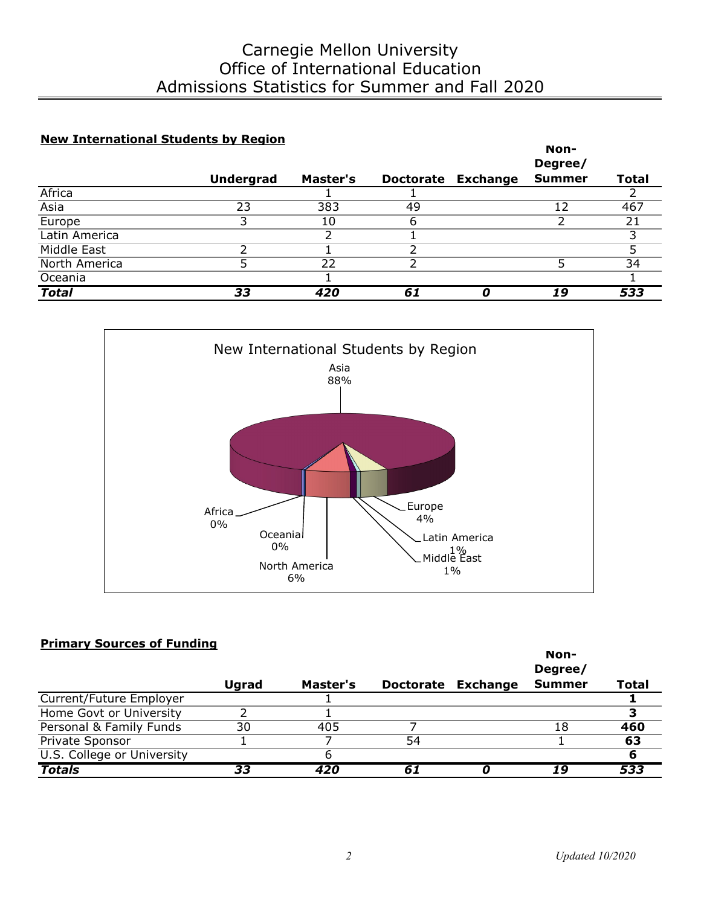# Carnegie Mellon University
# Office of International Education
# Admissions Statistics for Summer and Fall 2020

## New International Students by Region

| | Undergrad | Master's | Doctorate | Exchange | Non-Degree/ Summer | Total |
|---|---|---|---|---|---|---|
| Africa | | 1 | 1 | | | 2 |
| Asia | 23 | 383 | 49 | | 12 | 467 |
| Europe | 3 | 10 | 6 | | 2 | 21 |
| Latin America | | 2 | 1 | | | 3 |
| Middle East | 2 | 1 | 2 | | | 5 |
| North America | 5 | 22 | 2 | | 5 | 34 |
| Oceania | | 1 | | | | 1 |
| ***Total*** | ***33*** | ***420*** | ***61*** | ***0*** | ***19*** | ***533*** |

New International Students by Region

Asia 88%
Africa 0%
Oceania 0%
North America 6%
Europe 4%
Latin America 1%
Middle East 1%

## Primary Sources of Funding

| | Ugrad | Master's | Doctorate | Exchange | Non-Degree/ Summer | Total |
|---|---|---|---|---|---|---|
| Current/Future Employer | | 1 | | | | **1** |
| Home Govt or University | 2 | 1 | | | | **3** |
| Personal & Family Funds | 30 | 405 | 7 | | 18 | **460** |
| Private Sponsor | 1 | 7 | 54 | | 1 | **63** |
| U.S. College or University | | 6 | | | | **6** |
| ***Totals*** | ***33*** | ***420*** | ***61*** | ***0*** | ***19*** | ***533*** |

*Updated 10/2020*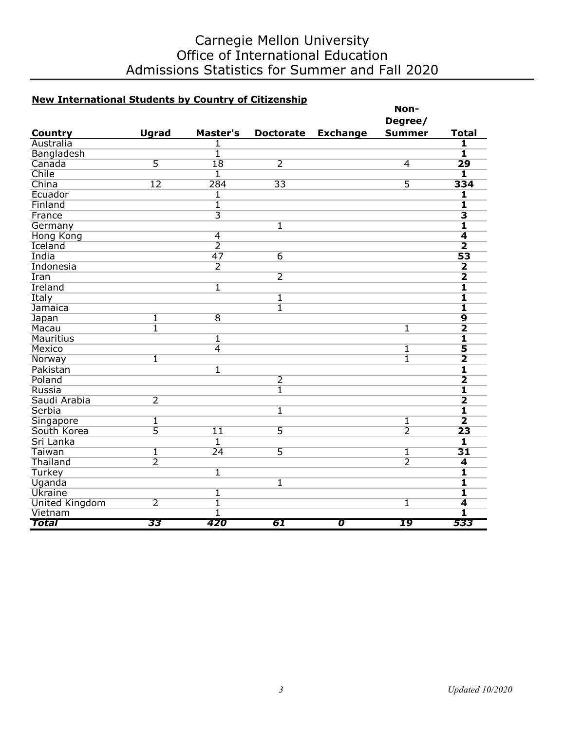# Carnegie Mellon University
# Office of International Education
# Admissions Statistics for Summer and Fall 2020

**New International Students by Country of Citizenship**

| Country | Ugrad | Master's | Doctorate | Exchange | Non-Degree/ Summer | Total |
|---|---|---|---|---|---|---|
| Australia | | 1 | | | | **1** |
| Bangladesh | | 1 | | | | **1** |
| Canada | 5 | 18 | 2 | | 4 | **29** |
| Chile | | 1 | | | | **1** |
| China | 12 | 284 | 33 | | 5 | **334** |
| Ecuador | | 1 | | | | **1** |
| Finland | | 1 | | | | **1** |
| France | | 3 | | | | **3** |
| Germany | | | 1 | | | **1** |
| Hong Kong | | 4 | | | | **4** |
| Iceland | | 2 | | | | **2** |
| India | | 47 | 6 | | | **53** |
| Indonesia | | 2 | | | | **2** |
| Iran | | | 2 | | | **2** |
| Ireland | | 1 | | | | **1** |
| Italy | | | 1 | | | **1** |
| Jamaica | | | 1 | | | **1** |
| Japan | 1 | 8 | | | | **9** |
| Macau | 1 | | | | 1 | **2** |
| Mauritius | | 1 | | | | **1** |
| Mexico | | 4 | | | 1 | **5** |
| Norway | 1 | | | | 1 | **2** |
| Pakistan | | 1 | | | | **1** |
| Poland | | | 2 | | | **2** |
| Russia | | | 1 | | | **1** |
| Saudi Arabia | 2 | | | | | **2** |
| Serbia | | | 1 | | | **1** |
| Singapore | 1 | | | | 1 | **2** |
| South Korea | 5 | 11 | 5 | | 2 | **23** |
| Sri Lanka | | 1 | | | | **1** |
| Taiwan | 1 | 24 | 5 | | 1 | **31** |
| Thailand | 2 | | | | 2 | **4** |
| Turkey | | 1 | | | | **1** |
| Uganda | | | 1 | | | **1** |
| Ukraine | | 1 | | | | **1** |
| United Kingdom | 2 | 1 | | | 1 | **4** |
| Vietnam | | 1 | | | | **1** |
| ***Total*** | ***33*** | ***420*** | ***61*** | ***0*** | ***19*** | ***533*** |

*Updated 10/2020*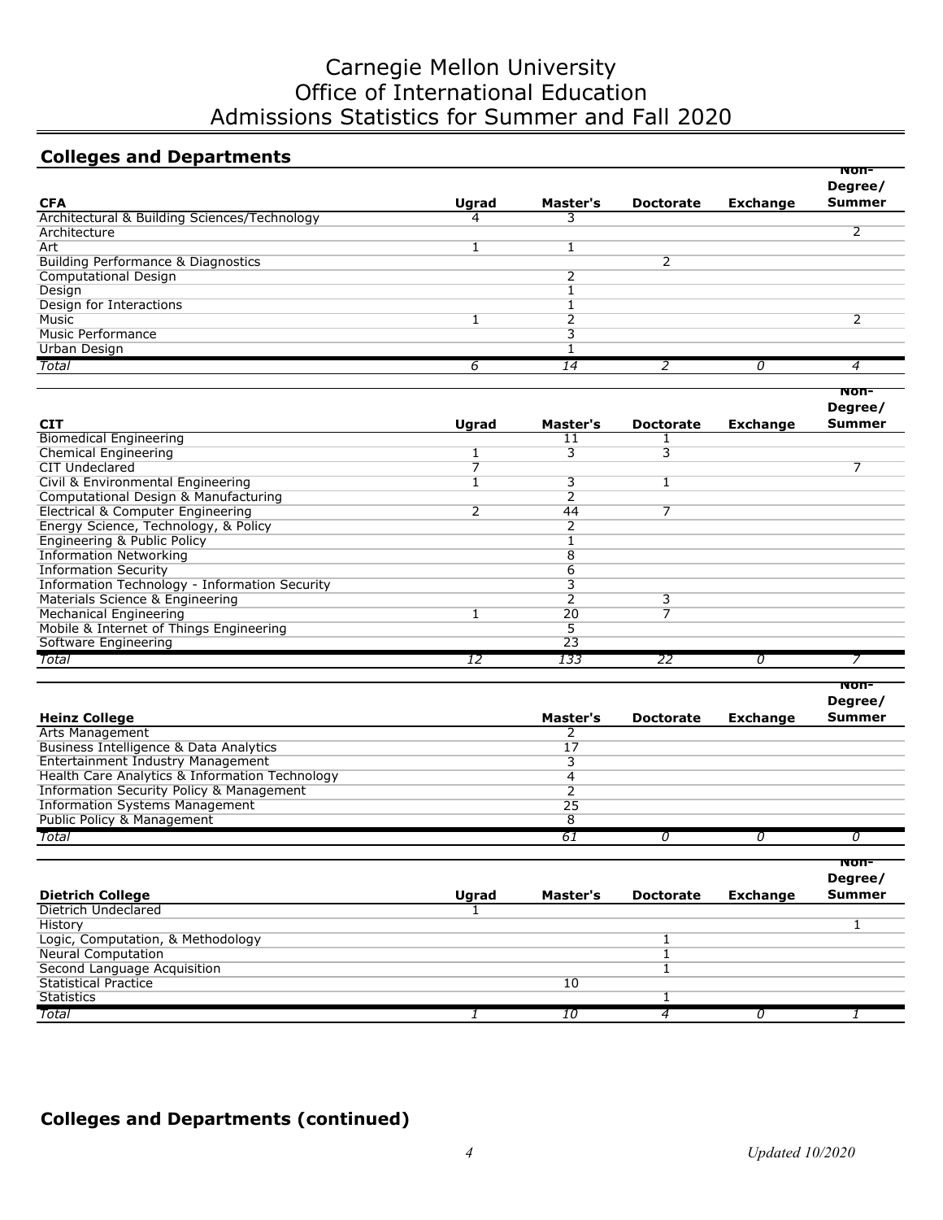# Carnegie Mellon University
# Office of International Education
# Admissions Statistics for Summer and Fall 2020

## Colleges and Departments

| CFA | Ugrad | Master's | Doctorate | Exchange | Non-Degree/ Summer |
|---|---|---|---|---|---|
| Architectural & Building Sciences/Technology | 4 | 3 | | | |
| Architecture | | | | | 2 |
| Art | 1 | 1 | | | |
| Building Performance & Diagnostics | | | 2 | | |
| Computational Design | | 2 | | | |
| Design | | 1 | | | |
| Design for Interactions | | 1 | | | |
| Music | 1 | 2 | | | 2 |
| Music Performance | | 3 | | | |
| Urban Design | | 1 | | | |
| *Total* | *6* | *14* | *2* | *0* | *4* |

| CIT | Ugrad | Master's | Doctorate | Exchange | Non-Degree/ Summer |
|---|---|---|---|---|---|
| Biomedical Engineering | | 11 | 1 | | |
| Chemical Engineering | 1 | 3 | 3 | | |
| CIT Undeclared | 7 | | | | 7 |
| Civil & Environmental Engineering | 1 | 3 | 1 | | |
| Computational Design & Manufacturing | | 2 | | | |
| Electrical & Computer Engineering | 2 | 44 | 7 | | |
| Energy Science, Technology, & Policy | | 2 | | | |
| Engineering & Public Policy | | 1 | | | |
| Information Networking | | 8 | | | |
| Information Security | | 6 | | | |
| Information Technology - Information Security | | 3 | | | |
| Materials Science & Engineering | | 2 | 3 | | |
| Mechanical Engineering | 1 | 20 | 7 | | |
| Mobile & Internet of Things Engineering | | 5 | | | |
| Software Engineering | | 23 | | | |
| *Total* | *12* | *133* | *22* | *0* | *7* |

| Heinz College | Master's | Doctorate | Exchange | Non-Degree/ Summer |
|---|---|---|---|---|
| Arts Management | 2 | | | |
| Business Intelligence & Data Analytics | 17 | | | |
| Entertainment Industry Management | 3 | | | |
| Health Care Analytics & Information Technology | 4 | | | |
| Information Security Policy & Management | 2 | | | |
| Information Systems Management | 25 | | | |
| Public Policy & Management | 8 | | | |
| *Total* | *61* | *0* | *0* | *0* |

| Dietrich College | Ugrad | Master's | Doctorate | Exchange | Non-Degree/ Summer |
|---|---|---|---|---|---|
| Dietrich Undeclared | 1 | | | | |
| History | | | | | 1 |
| Logic, Computation, & Methodology | | | 1 | | |
| Neural Computation | | | 1 | | |
| Second Language Acquisition | | | 1 | | |
| Statistical Practice | | 10 | | | |
| Statistics | | | 1 | | |
| *Total* | *1* | *10* | *4* | *0* | *1* |

## Colleges and Departments (continued)

*Updated 10/2020*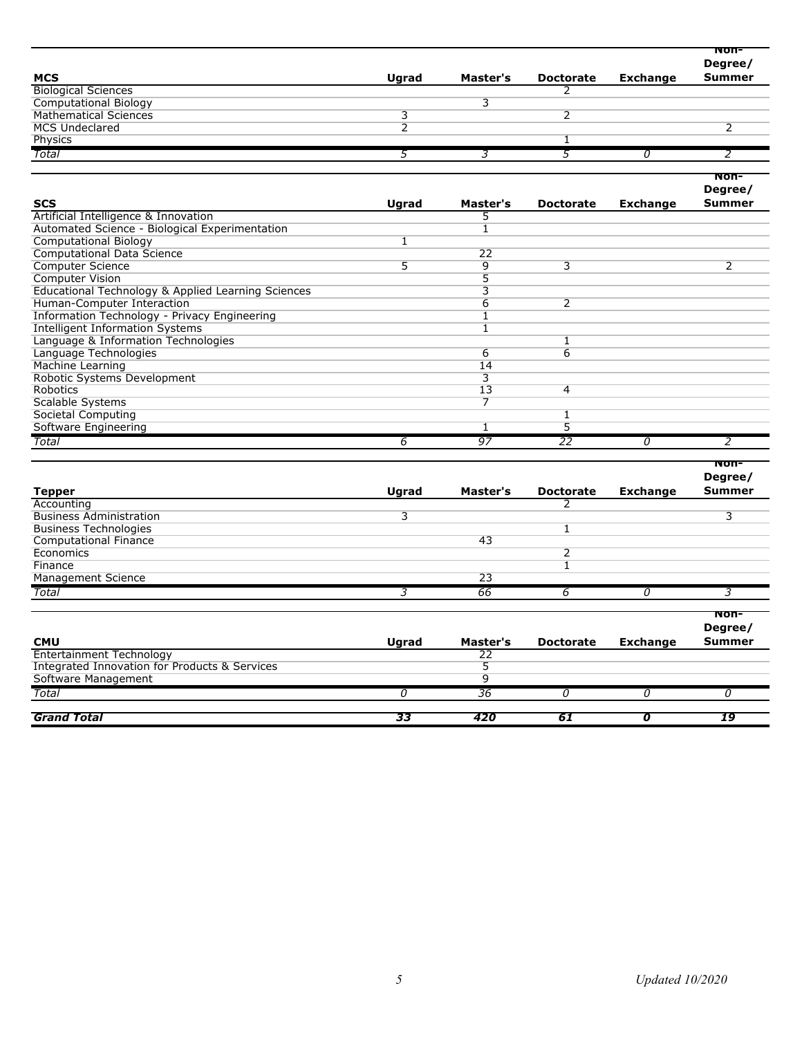| MCS | Ugrad | Master's | Doctorate | Exchange | Non-Degree/ Summer |
|---|---|---|---|---|---|
| Biological Sciences | | | 2 | | |
| Computational Biology | | 3 | | | |
| Mathematical Sciences | 3 | | 2 | | |
| MCS Undeclared | 2 | | | | 2 |
| Physics | | | 1 | | |
| *Total* | *5* | *3* | *5* | *0* | *2* |

| SCS | Ugrad | Master's | Doctorate | Exchange | Non-Degree/ Summer |
|---|---|---|---|---|---|
| Artificial Intelligence & Innovation | | 5 | | | |
| Automated Science - Biological Experimentation | | 1 | | | |
| Computational Biology | 1 | | | | |
| Computational Data Science | | 22 | | | |
| Computer Science | 5 | 9 | 3 | | 2 |
| Computer Vision | | 5 | | | |
| Educational Technology & Applied Learning Sciences | | 3 | | | |
| Human-Computer Interaction | | 6 | 2 | | |
| Information Technology - Privacy Engineering | | 1 | | | |
| Intelligent Information Systems | | 1 | | | |
| Language & Information Technologies | | | 1 | | |
| Language Technologies | | 6 | 6 | | |
| Machine Learning | | 14 | | | |
| Robotic Systems Development | | 3 | | | |
| Robotics | | 13 | 4 | | |
| Scalable Systems | | 7 | | | |
| Societal Computing | | | 1 | | |
| Software Engineering | | 1 | 5 | | |
| *Total* | *6* | *97* | *22* | *0* | *2* |

| Tepper | Ugrad | Master's | Doctorate | Exchange | Non-Degree/ Summer |
|---|---|---|---|---|---|
| Accounting | | | 2 | | |
| Business Administration | 3 | | | | 3 |
| Business Technologies | | | 1 | | |
| Computational Finance | | 43 | | | |
| Economics | | | 2 | | |
| Finance | | | 1 | | |
| Management Science | | 23 | | | |
| *Total* | *3* | *66* | *6* | *0* | *3* |

| CMU | Ugrad | Master's | Doctorate | Exchange | Non-Degree/ Summer |
|---|---|---|---|---|---|
| Entertainment Technology | | 22 | | | |
| Integrated Innovation for Products & Services | | 5 | | | |
| Software Management | | 9 | | | |
| *Total* | *0* | *36* | *0* | *0* | *0* |
| ***Grand Total*** | ***33*** | ***420*** | ***61*** | ***0*** | ***19*** |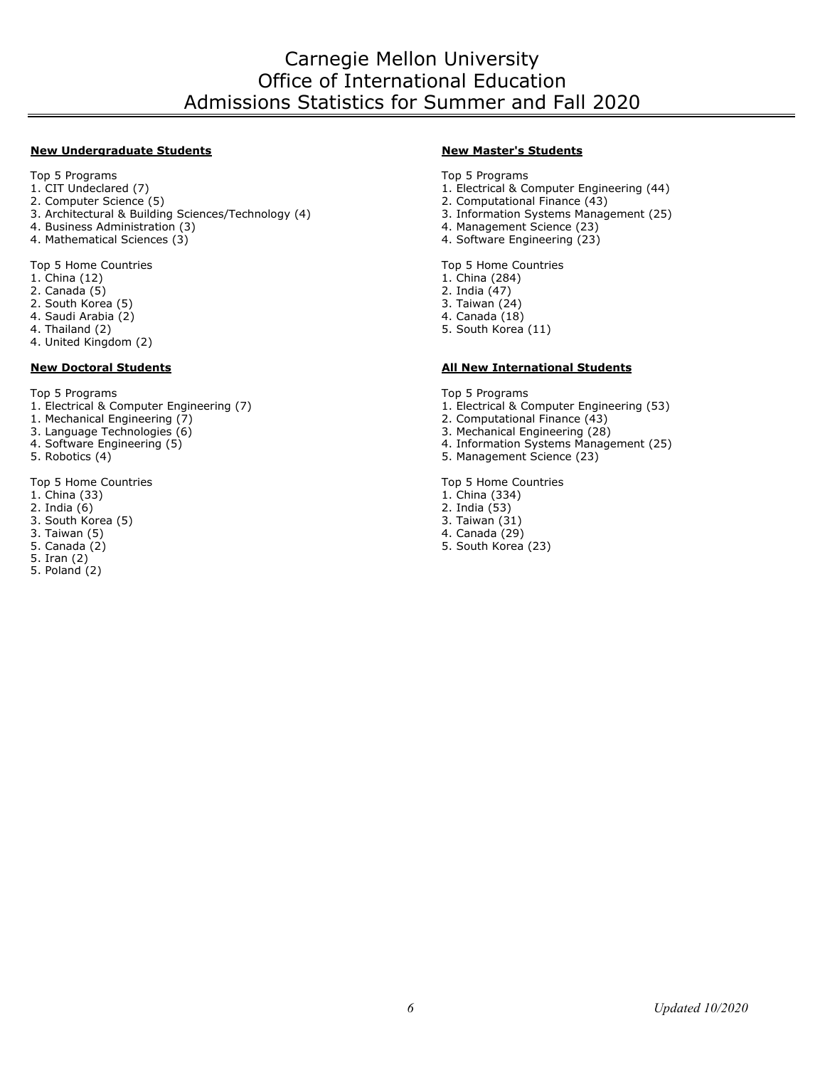# Carnegie Mellon University
# Office of International Education
# Admissions Statistics for Summer and Fall 2020

**New Undergraduate Students**

Top 5 Programs
1. CIT Undeclared (7)
2. Computer Science (5)
3. Architectural & Building Sciences/Technology (4)
4. Business Administration (3)
4. Mathematical Sciences (3)

Top 5 Home Countries
1. China (12)
2. Canada (5)
2. South Korea (5)
4. Saudi Arabia (2)
4. Thailand (2)
4. United Kingdom (2)

**New Doctoral Students**

Top 5 Programs
1. Electrical & Computer Engineering (7)
1. Mechanical Engineering (7)
3. Language Technologies (6)
4. Software Engineering (5)
5. Robotics (4)

Top 5 Home Countries
1. China (33)
2. India (6)
3. South Korea (5)
3. Taiwan (5)
5. Canada (2)
5. Iran (2)
5. Poland (2)

**New Master's Students**

Top 5 Programs
1. Electrical & Computer Engineering (44)
2. Computational Finance (43)
3. Information Systems Management (25)
4. Management Science (23)
4. Software Engineering (23)

Top 5 Home Countries
1. China (284)
2. India (47)
3. Taiwan (24)
4. Canada (18)
5. South Korea (11)

**All New International Students**

Top 5 Programs
1. Electrical & Computer Engineering (53)
2. Computational Finance (43)
3. Mechanical Engineering (28)
4. Information Systems Management (25)
5. Management Science (23)

Top 5 Home Countries
1. China (334)
2. India (53)
3. Taiwan (31)
4. Canada (29)
5. South Korea (23)

*Updated 10/2020*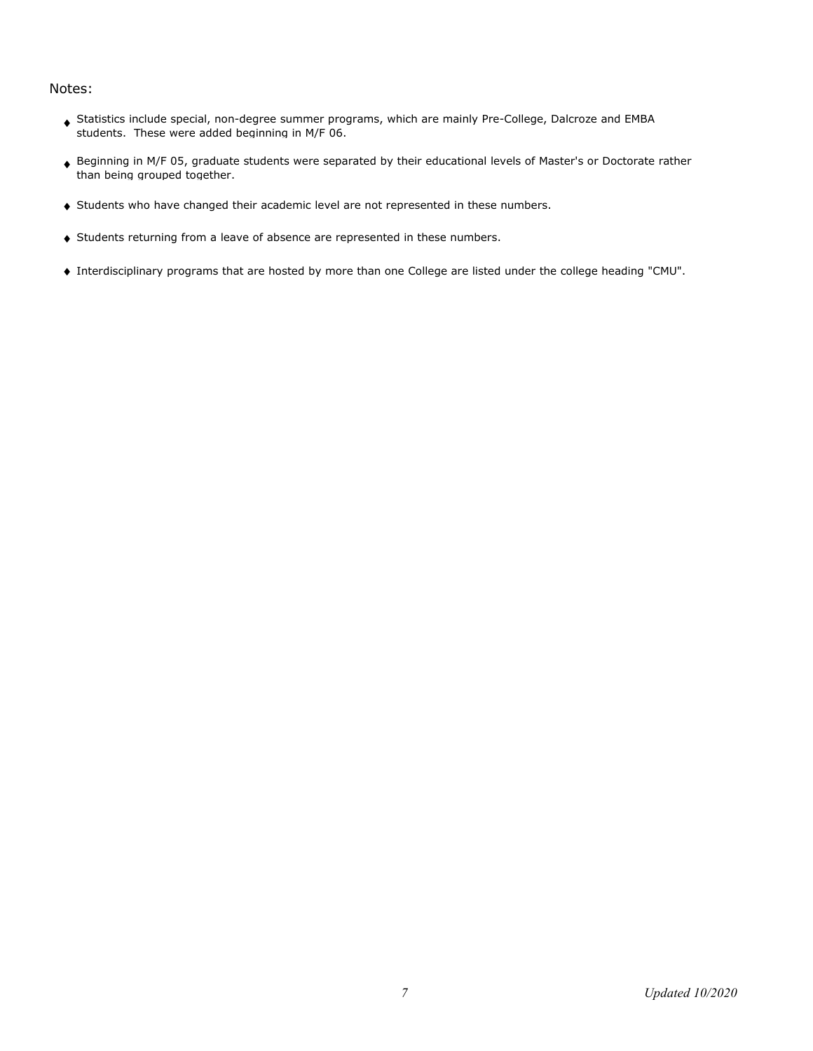Notes:

- Statistics include special, non-degree summer programs, which are mainly Pre-College, Dalcroze and EMBA students. These were added beginning in M/F 06.
- Beginning in M/F 05, graduate students were separated by their educational levels of Master's or Doctorate rather than being grouped together.
- Students who have changed their academic level are not represented in these numbers.
- Students returning from a leave of absence are represented in these numbers.
- Interdisciplinary programs that are hosted by more than one College are listed under the college heading "CMU".

*Updated 10/2020*